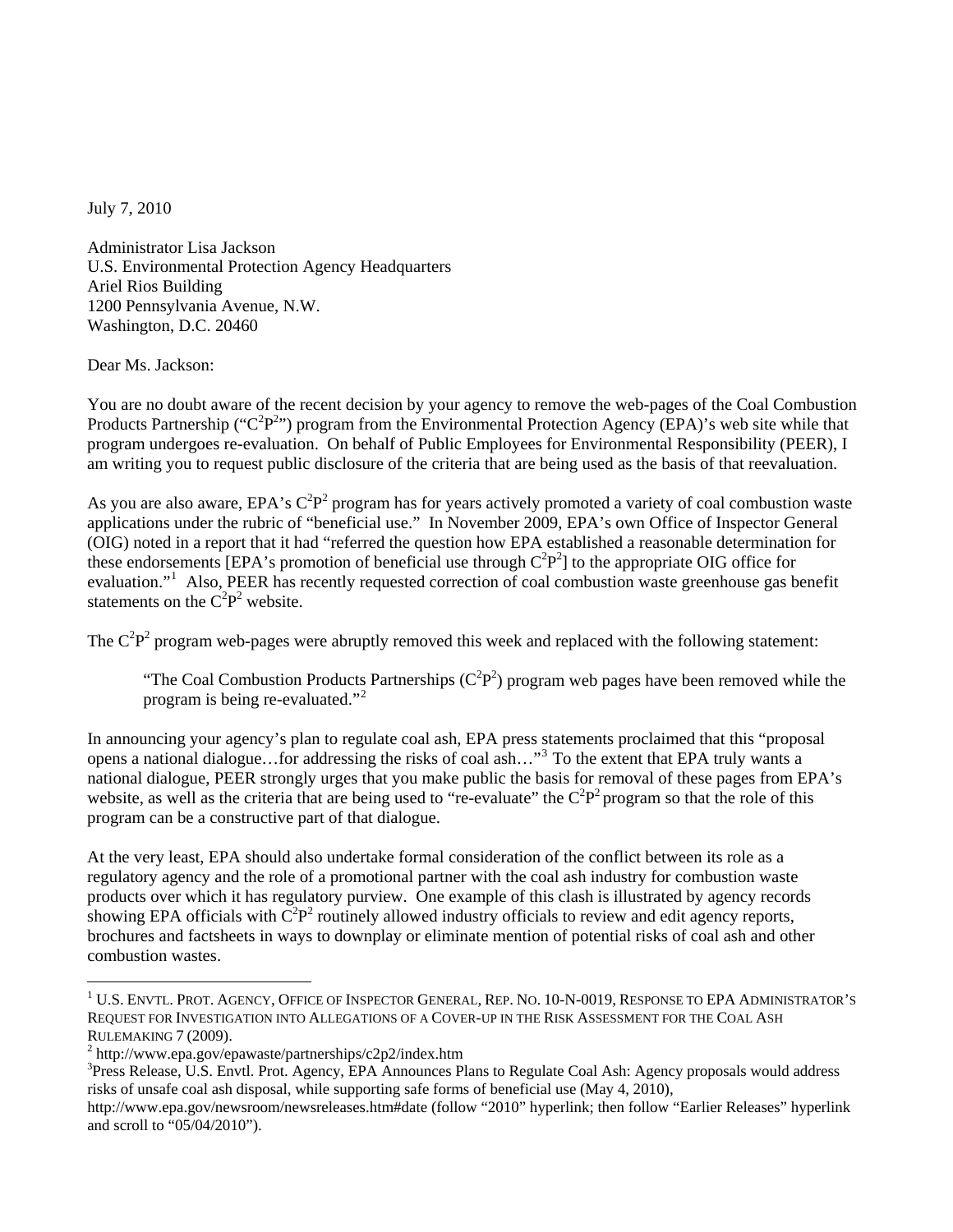July 7, 2010

Administrator Lisa Jackson
U.S. Environmental Protection Agency Headquarters
Ariel Rios Building
1200 Pennsylvania Avenue, N.W.
Washington, D.C. 20460

Dear Ms. Jackson:

You are no doubt aware of the recent decision by your agency to remove the web-pages of the Coal Combustion Products Partnership ("$C^2P^2$") program from the Environmental Protection Agency (EPA)'s web site while that program undergoes re-evaluation. On behalf of Public Employees for Environmental Responsibility (PEER), I am writing you to request public disclosure of the criteria that are being used as the basis of that reevaluation.

As you are also aware, EPA's $C^2P^2$ program has for years actively promoted a variety of coal combustion waste applications under the rubric of "beneficial use." In November 2009, EPA's own Office of Inspector General (OIG) noted in a report that it had "referred the question how EPA established a reasonable determination for these endorsements [EPA's promotion of beneficial use through $C^2P^2$] to the appropriate OIG office for evaluation."[1] Also, PEER has recently requested correction of coal combustion waste greenhouse gas benefit statements on the $C^2P^2$ website.

The $C^2P^2$ program web-pages were abruptly removed this week and replaced with the following statement:

> "The Coal Combustion Products Partnerships ($C^2P^2$) program web pages have been removed while the program is being re-evaluated."[2]

In announcing your agency's plan to regulate coal ash, EPA press statements proclaimed that this "proposal opens a national dialogue…for addressing the risks of coal ash…"[3] To the extent that EPA truly wants a national dialogue, PEER strongly urges that you make public the basis for removal of these pages from EPA's website, as well as the criteria that are being used to "re-evaluate" the $C^2P^2$ program so that the role of this program can be a constructive part of that dialogue.

At the very least, EPA should also undertake formal consideration of the conflict between its role as a regulatory agency and the role of a promotional partner with the coal ash industry for combustion waste products over which it has regulatory purview. One example of this clash is illustrated by agency records showing EPA officials with $C^2P^2$ routinely allowed industry officials to review and edit agency reports, brochures and factsheets in ways to downplay or eliminate mention of potential risks of coal ash and other combustion wastes.

---

[1] U.S. ENVTL. PROT. AGENCY, OFFICE OF INSPECTOR GENERAL, REP. NO. 10-N-0019, RESPONSE TO EPA ADMINISTRATOR'S REQUEST FOR INVESTIGATION INTO ALLEGATIONS OF A COVER-UP IN THE RISK ASSESSMENT FOR THE COAL ASH RULEMAKING 7 (2009).

[2] http://www.epa.gov/epawaste/partnerships/c2p2/index.htm

[3] Press Release, U.S. Envtl. Prot. Agency, EPA Announces Plans to Regulate Coal Ash: Agency proposals would address risks of unsafe coal ash disposal, while supporting safe forms of beneficial use (May 4, 2010), http://www.epa.gov/newsroom/newsreleases.htm#date (follow "2010" hyperlink; then follow "Earlier Releases" hyperlink and scroll to "05/04/2010").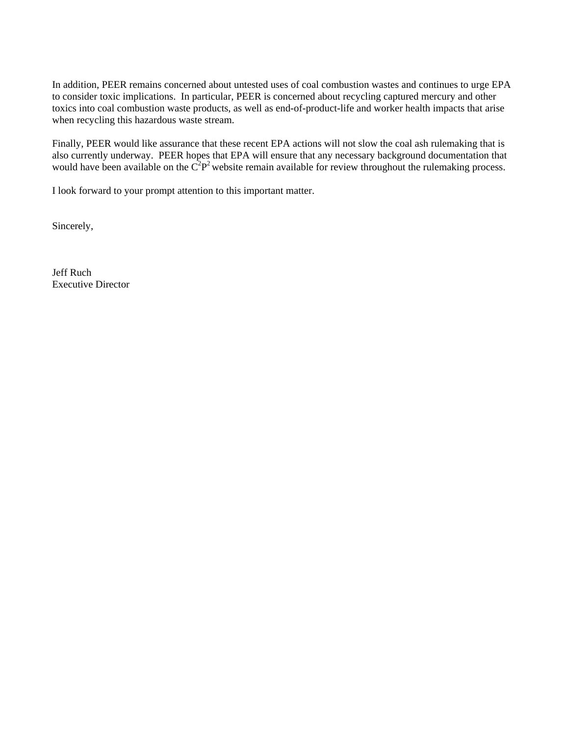In addition, PEER remains concerned about untested uses of coal combustion wastes and continues to urge EPA to consider toxic implications. In particular, PEER is concerned about recycling captured mercury and other toxics into coal combustion waste products, as well as end-of-product-life and worker health impacts that arise when recycling this hazardous waste stream.

Finally, PEER would like assurance that these recent EPA actions will not slow the coal ash rulemaking that is also currently underway. PEER hopes that EPA will ensure that any necessary background documentation that would have been available on the $C^2P^2$ website remain available for review throughout the rulemaking process.

I look forward to your prompt attention to this important matter.

Sincerely,

Jeff Ruch
Executive Director